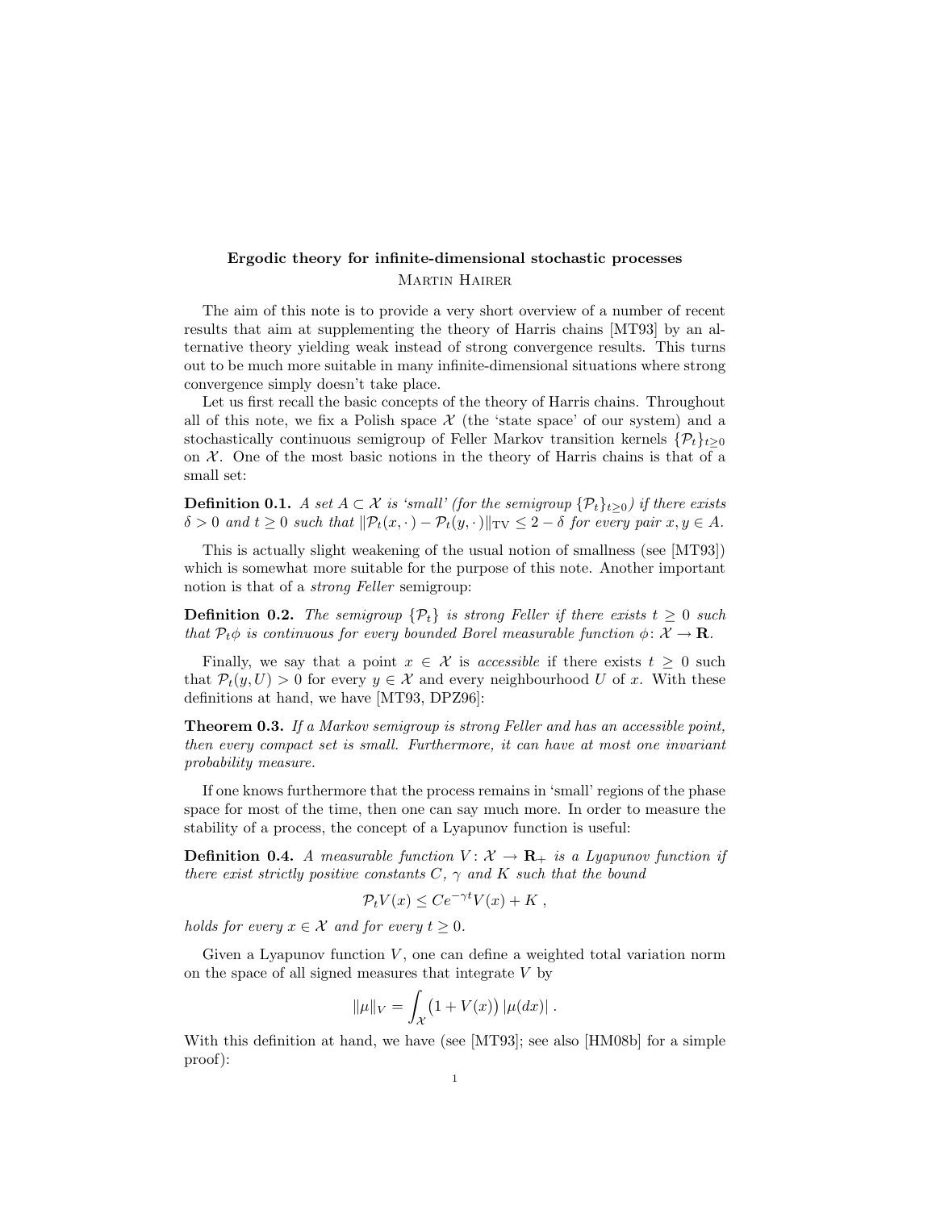# Ergodic theory for infinite-dimensional stochastic processes

**Martin Hairer**

The aim of this note is to provide a very short overview of a number of recent results that aim at supplementing the theory of Harris chains [MT93] by an alternative theory yielding weak instead of strong convergence results. This turns out to be much more suitable in many infinite-dimensional situations where strong convergence simply doesn't take place.

Let us first recall the basic concepts of the theory of Harris chains. Throughout all of this note, we fix a Polish space $\mathcal{X}$ (the 'state space' of our system) and a stochastically continuous semigroup of Feller Markov transition kernels $\{\mathcal{P}_t\}_{t\geq 0}$ on $\mathcal{X}$. One of the most basic notions in the theory of Harris chains is that of a small set:

**Definition 0.1.** *A set $A \subset \mathcal{X}$ is 'small' (for the semigroup $\{\mathcal{P}_t\}_{t\geq 0}$) if there exists $\delta > 0$ and $t \geq 0$ such that $\|\mathcal{P}_t(x,\cdot\,) - \mathcal{P}_t(y,\cdot\,)\|_{\mathrm{TV}} \leq 2 - \delta$ for every pair $x, y \in A$.*

This is actually slight weakening of the usual notion of smallness (see [MT93]) which is somewhat more suitable for the purpose of this note. Another important notion is that of a *strong Feller* semigroup:

**Definition 0.2.** *The semigroup $\{\mathcal{P}_t\}$ is strong Feller if there exists $t \geq 0$ such that $\mathcal{P}_t\phi$ is continuous for every bounded Borel measurable function $\phi\colon \mathcal{X} \to \mathbf{R}$.*

Finally, we say that a point $x \in \mathcal{X}$ is *accessible* if there exists $t \geq 0$ such that $\mathcal{P}_t(y, U) > 0$ for every $y \in \mathcal{X}$ and every neighbourhood $U$ of $x$. With these definitions at hand, we have [MT93, DPZ96]:

**Theorem 0.3.** *If a Markov semigroup is strong Feller and has an accessible point, then every compact set is small. Furthermore, it can have at most one invariant probability measure.*

If one knows furthermore that the process remains in 'small' regions of the phase space for most of the time, then one can say much more. In order to measure the stability of a process, the concept of a Lyapunov function is useful:

**Definition 0.4.** *A measurable function $V\colon \mathcal{X} \to \mathbf{R}_+$ is a Lyapunov function if there exist strictly positive constants $C$, $\gamma$ and $K$ such that the bound*

$$\mathcal{P}_t V(x) \leq C e^{-\gamma t} V(x) + K \;,$$

*holds for every $x \in \mathcal{X}$ and for every $t \geq 0$.*

Given a Lyapunov function $V$, one can define a weighted total variation norm on the space of all signed measures that integrate $V$ by

$$\|\mu\|_V = \int_{\mathcal{X}} \bigl(1 + V(x)\bigr)\, |\mu(dx)| \;.$$

With this definition at hand, we have (see [MT93]; see also [HM08b] for a simple proof):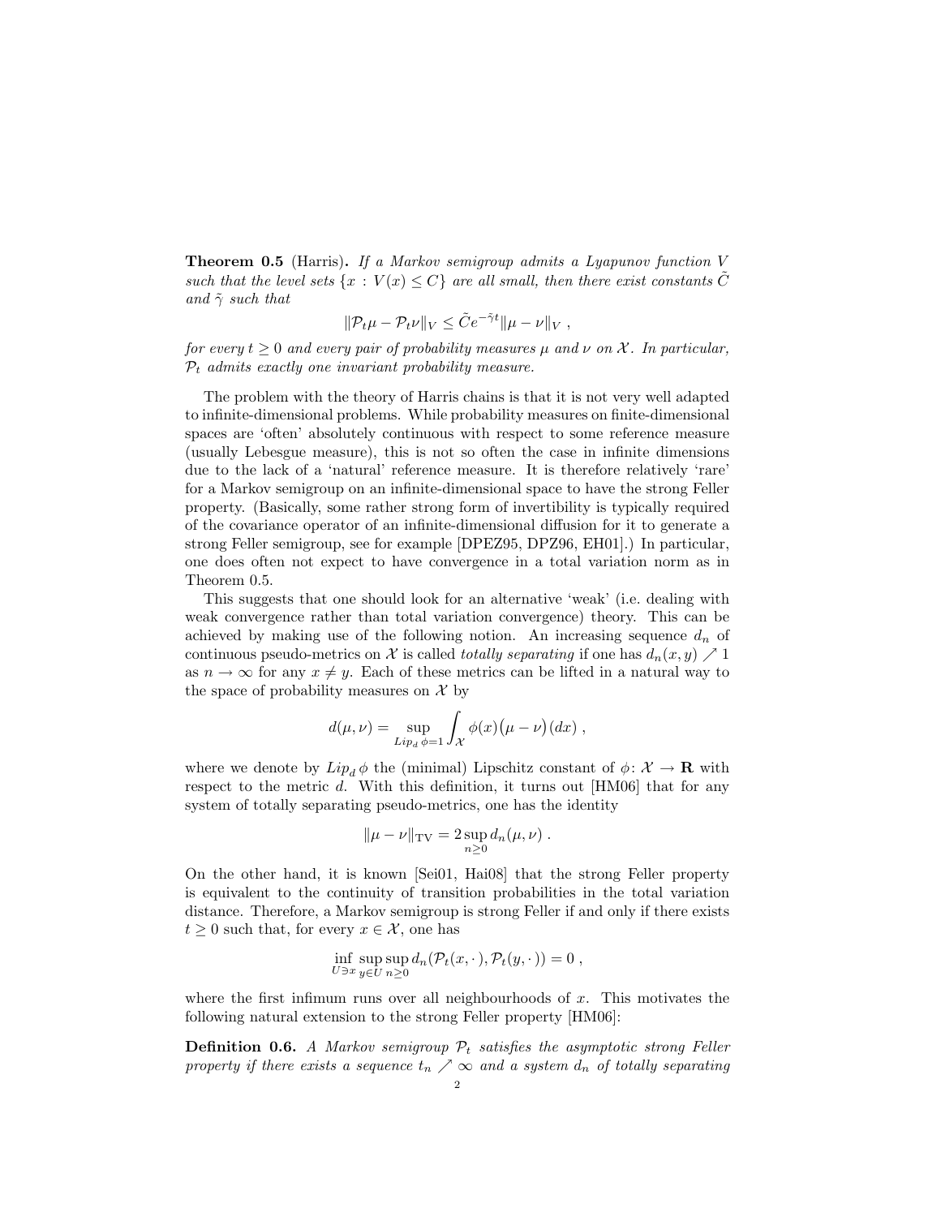**Theorem 0.5** (Harris)**.** *If a Markov semigroup admits a Lyapunov function $V$ such that the level sets $\{x : V(x) \leq C\}$ are all small, then there exist constants $\tilde{C}$ and $\tilde{\gamma}$ such that*

$$\|\mathcal{P}_t\mu - \mathcal{P}_t\nu\|_V \leq \tilde{C}e^{-\tilde{\gamma}t}\|\mu - \nu\|_V \;,$$

*for every $t \geq 0$ and every pair of probability measures $\mu$ and $\nu$ on $\mathcal{X}$. In particular, $\mathcal{P}_t$ admits exactly one invariant probability measure.*

The problem with the theory of Harris chains is that it is not very well adapted to infinite-dimensional problems. While probability measures on finite-dimensional spaces are 'often' absolutely continuous with respect to some reference measure (usually Lebesgue measure), this is not so often the case in infinite dimensions due to the lack of a 'natural' reference measure. It is therefore relatively 'rare' for a Markov semigroup on an infinite-dimensional space to have the strong Feller property. (Basically, some rather strong form of invertibility is typically required of the covariance operator of an infinite-dimensional diffusion for it to generate a strong Feller semigroup, see for example [DPEZ95, DPZ96, EH01].) In particular, one does often not expect to have convergence in a total variation norm as in Theorem 0.5.

This suggests that one should look for an alternative 'weak' (i.e. dealing with weak convergence rather than total variation convergence) theory. This can be achieved by making use of the following notion. An increasing sequence $d_n$ of continuous pseudo-metrics on $\mathcal{X}$ is called *totally separating* if one has $d_n(x, y) \nearrow 1$ as $n \to \infty$ for any $x \neq y$. Each of these metrics can be lifted in a natural way to the space of probability measures on $\mathcal{X}$ by

$$d(\mu, \nu) = \sup_{Lip_d\,\phi = 1} \int_{\mathcal{X}} \phi(x)\big(\mu - \nu\big)(dx) \;,$$

where we denote by $Lip_d\,\phi$ the (minimal) Lipschitz constant of $\phi \colon \mathcal{X} \to \mathbf{R}$ with respect to the metric $d$. With this definition, it turns out [HM06] that for any system of totally separating pseudo-metrics, one has the identity

$$\|\mu - \nu\|_{\mathrm{TV}} = 2 \sup_{n \geq 0} d_n(\mu, \nu) \;.$$

On the other hand, it is known [Sei01, Hai08] that the strong Feller property is equivalent to the continuity of transition probabilities in the total variation distance. Therefore, a Markov semigroup is strong Feller if and only if there exists $t \geq 0$ such that, for every $x \in \mathcal{X}$, one has

$$\inf_{U \ni x} \sup_{y \in U} \sup_{n \geq 0} d_n(\mathcal{P}_t(x, \cdot), \mathcal{P}_t(y, \cdot)) = 0 \;,$$

where the first infimum runs over all neighbourhoods of $x$. This motivates the following natural extension to the strong Feller property [HM06]:

**Definition 0.6.** *A Markov semigroup $\mathcal{P}_t$ satisfies the asymptotic strong Feller property if there exists a sequence $t_n \nearrow \infty$ and a system $d_n$ of totally separating*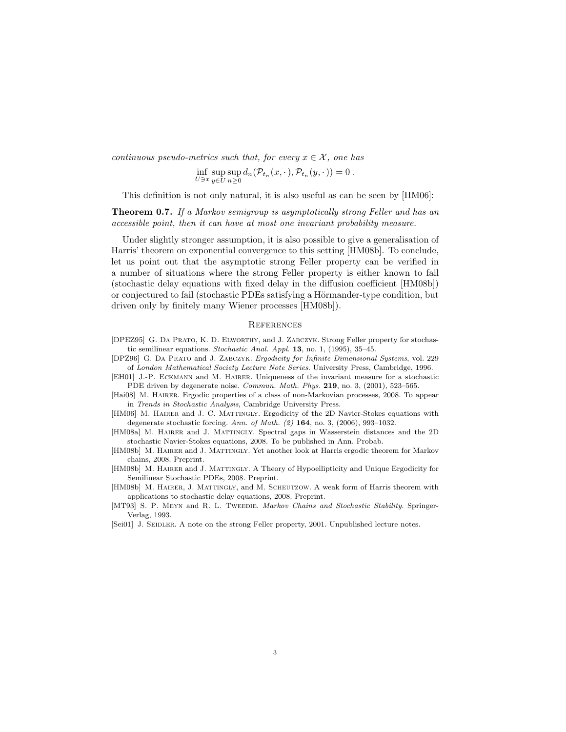*continuous pseudo-metrics such that, for every $x \in \mathcal{X}$, one has*

$$\inf_{U \ni x} \sup_{y \in U} \sup_{n \geq 0} d_n(\mathcal{P}_{t_n}(x,\cdot), \mathcal{P}_{t_n}(y,\cdot)) = 0 \;.$$

This definition is not only natural, it is also useful as can be seen by [HM06]:

**Theorem 0.7.** *If a Markov semigroup is asymptotically strong Feller and has an accessible point, then it can have at most one invariant probability measure.*

Under slightly stronger assumption, it is also possible to give a generalisation of Harris' theorem on exponential convergence to this setting [HM08b]. To conclude, let us point out that the asymptotic strong Feller property can be verified in a number of situations where the strong Feller property is either known to fail (stochastic delay equations with fixed delay in the diffusion coefficient [HM08b]) or conjectured to fail (stochastic PDEs satisfying a Hörmander-type condition, but driven only by finitely many Wiener processes [HM08b]).

## References

[DPEZ95] G. Da Prato, K. D. Elworthy, and J. Zabczyk. Strong Feller property for stochastic semilinear equations. *Stochastic Anal. Appl.* **13**, no. 1, (1995), 35–45.

[DPZ96] G. Da Prato and J. Zabczyk. *Ergodicity for Infinite Dimensional Systems*, vol. 229 of *London Mathematical Society Lecture Note Series*. University Press, Cambridge, 1996.

[EH01] J.-P. Eckmann and M. Hairer. Uniqueness of the invariant measure for a stochastic PDE driven by degenerate noise. *Commun. Math. Phys.* **219**, no. 3, (2001), 523–565.

[Hai08] M. Hairer. Ergodic properties of a class of non-Markovian processes, 2008. To appear in *Trends in Stochastic Analysis*, Cambridge University Press.

[HM06] M. Hairer and J. C. Mattingly. Ergodicity of the 2D Navier-Stokes equations with degenerate stochastic forcing. *Ann. of Math. (2)* **164**, no. 3, (2006), 993–1032.

[HM08a] M. Hairer and J. Mattingly. Spectral gaps in Wasserstein distances and the 2D stochastic Navier-Stokes equations, 2008. To be published in Ann. Probab.

[HM08b] M. Hairer and J. Mattingly. Yet another look at Harris ergodic theorem for Markov chains, 2008. Preprint.

[HM08b] M. Hairer and J. Mattingly. A Theory of Hypoellipticity and Unique Ergodicity for Semilinear Stochastic PDEs, 2008. Preprint.

[HM08b] M. Hairer, J. Mattingly, and M. Scheutzow. A weak form of Harris theorem with applications to stochastic delay equations, 2008. Preprint.

[MT93] S. P. Meyn and R. L. Tweedie. *Markov Chains and Stochastic Stability*. Springer-Verlag, 1993.

[Sei01] J. Seidler. A note on the strong Feller property, 2001. Unpublished lecture notes.